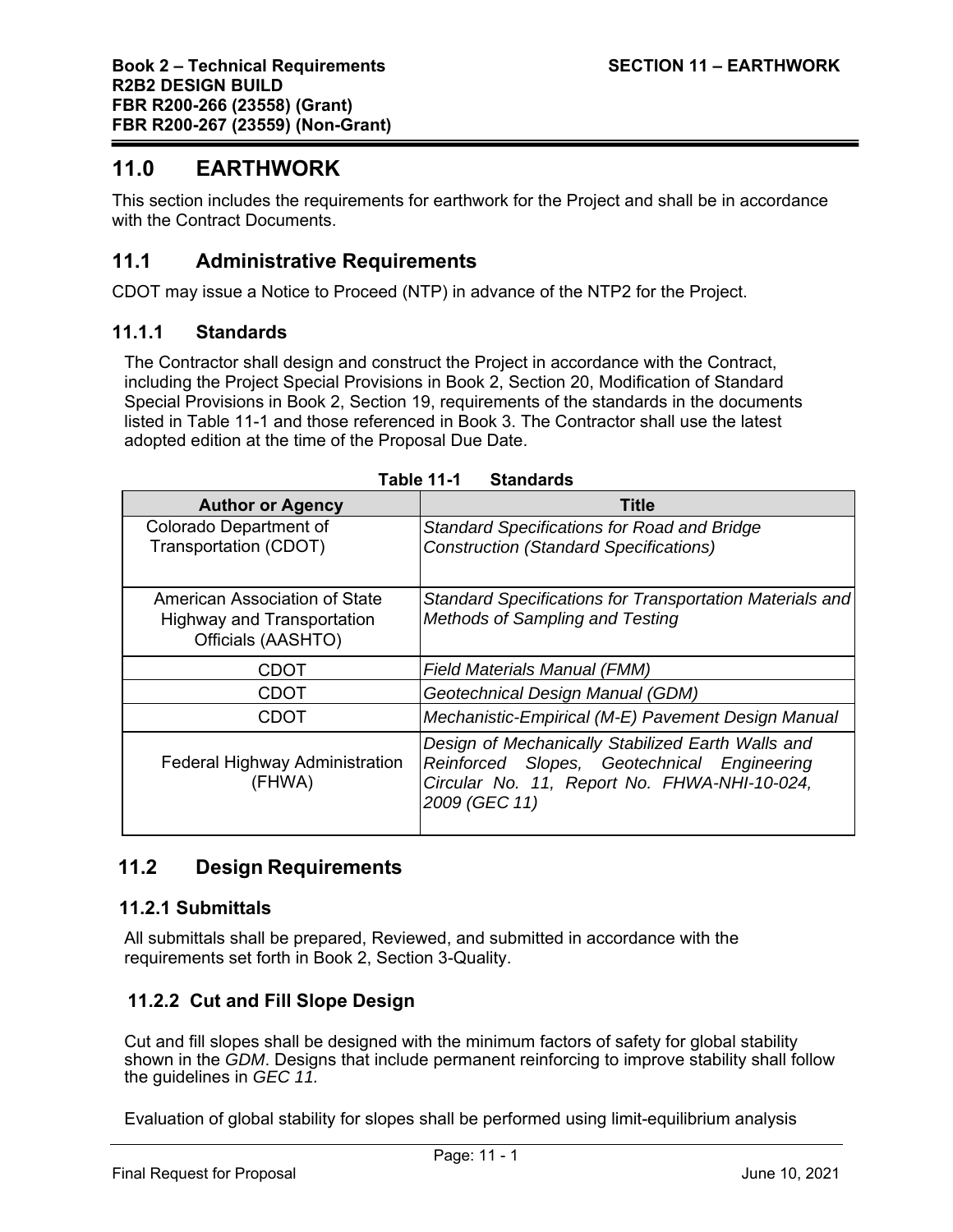# 11.0 EARTHWORK

This section includes the requirements for earthwork for the Project and shall be in accordance with the Contract Documents.

## 11.1 Administrative Requirements

CDOT may issue a Notice to Proceed (NTP) in advance of the NTP2 for the Project.

### 11.1.1 Standards

The Contractor shall design and construct the Project in accordance with the Contract, including the Project Special Provisions in Book 2, Section 20, Modification of Standard Special Provisions in Book 2, Section 19, requirements of the standards in the documents listed in Table 11-1 and those referenced in Book 3. The Contractor shall use the latest adopted edition at the time of the Proposal Due Date.

**Table 11-1 Standards**

| Author or Agency | Title |
|---|---|
| Colorado Department of Transportation (CDOT) | *Standard Specifications for Road and Bridge Construction (Standard Specifications)* |
| American Association of State Highway and Transportation Officials (AASHTO) | *Standard Specifications for Transportation Materials and Methods of Sampling and Testing* |
| CDOT | *Field Materials Manual (FMM)* |
| CDOT | *Geotechnical Design Manual (GDM)* |
| CDOT | *Mechanistic-Empirical (M-E) Pavement Design Manual* |
| Federal Highway Administration (FHWA) | *Design of Mechanically Stabilized Earth Walls and Reinforced Slopes, Geotechnical Engineering Circular No. 11, Report No. FHWA-NHI-10-024, 2009 (GEC 11)* |

## 11.2 Design Requirements

### 11.2.1 Submittals

All submittals shall be prepared, Reviewed, and submitted in accordance with the requirements set forth in Book 2, Section 3-Quality.

### 11.2.2 Cut and Fill Slope Design

Cut and fill slopes shall be designed with the minimum factors of safety for global stability shown in the *GDM*. Designs that include permanent reinforcing to improve stability shall follow the guidelines in *GEC 11.*

Evaluation of global stability for slopes shall be performed using limit-equilibrium analysis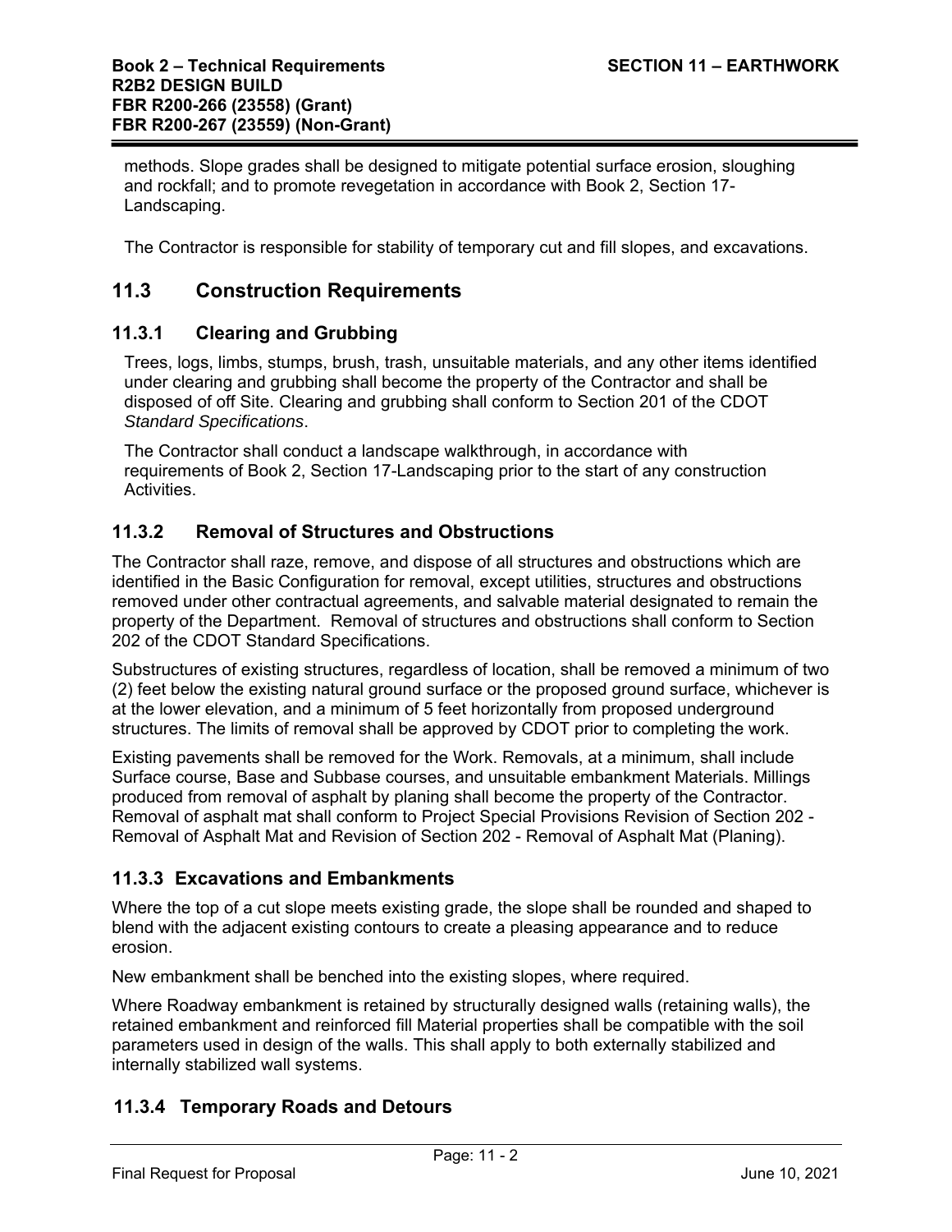methods. Slope grades shall be designed to mitigate potential surface erosion, sloughing and rockfall; and to promote revegetation in accordance with Book 2, Section 17-Landscaping.

The Contractor is responsible for stability of temporary cut and fill slopes, and excavations.

## 11.3 Construction Requirements

### 11.3.1 Clearing and Grubbing

Trees, logs, limbs, stumps, brush, trash, unsuitable materials, and any other items identified under clearing and grubbing shall become the property of the Contractor and shall be disposed of off Site. Clearing and grubbing shall conform to Section 201 of the CDOT *Standard Specifications*.

The Contractor shall conduct a landscape walkthrough, in accordance with requirements of Book 2, Section 17-Landscaping prior to the start of any construction Activities.

### 11.3.2 Removal of Structures and Obstructions

The Contractor shall raze, remove, and dispose of all structures and obstructions which are identified in the Basic Configuration for removal, except utilities, structures and obstructions removed under other contractual agreements, and salvable material designated to remain the property of the Department. Removal of structures and obstructions shall conform to Section 202 of the CDOT Standard Specifications.

Substructures of existing structures, regardless of location, shall be removed a minimum of two (2) feet below the existing natural ground surface or the proposed ground surface, whichever is at the lower elevation, and a minimum of 5 feet horizontally from proposed underground structures. The limits of removal shall be approved by CDOT prior to completing the work.

Existing pavements shall be removed for the Work. Removals, at a minimum, shall include Surface course, Base and Subbase courses, and unsuitable embankment Materials. Millings produced from removal of asphalt by planing shall become the property of the Contractor. Removal of asphalt mat shall conform to Project Special Provisions Revision of Section 202 - Removal of Asphalt Mat and Revision of Section 202 - Removal of Asphalt Mat (Planing).

### 11.3.3 Excavations and Embankments

Where the top of a cut slope meets existing grade, the slope shall be rounded and shaped to blend with the adjacent existing contours to create a pleasing appearance and to reduce erosion.

New embankment shall be benched into the existing slopes, where required.

Where Roadway embankment is retained by structurally designed walls (retaining walls), the retained embankment and reinforced fill Material properties shall be compatible with the soil parameters used in design of the walls. This shall apply to both externally stabilized and internally stabilized wall systems.

### 11.3.4 Temporary Roads and Detours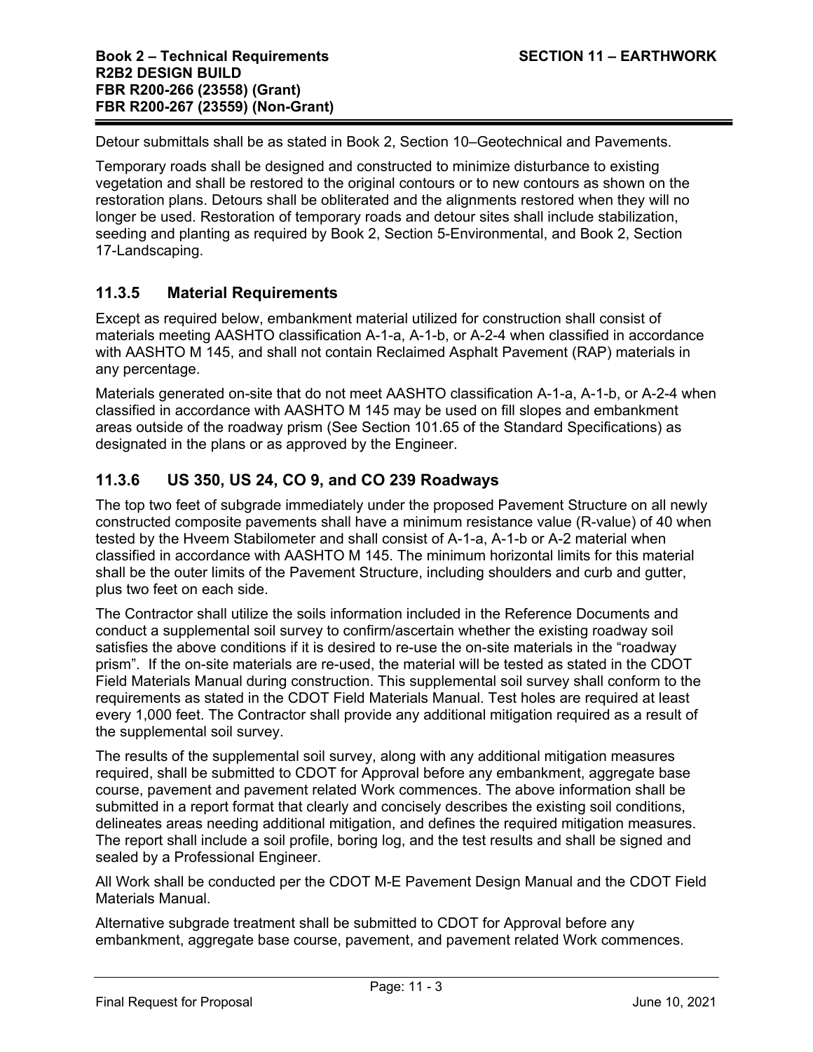Detour submittals shall be as stated in Book 2, Section 10–Geotechnical and Pavements.

Temporary roads shall be designed and constructed to minimize disturbance to existing vegetation and shall be restored to the original contours or to new contours as shown on the restoration plans. Detours shall be obliterated and the alignments restored when they will no longer be used. Restoration of temporary roads and detour sites shall include stabilization, seeding and planting as required by Book 2, Section 5-Environmental, and Book 2, Section 17-Landscaping.

### 11.3.5 Material Requirements

Except as required below, embankment material utilized for construction shall consist of materials meeting AASHTO classification A-1-a, A-1-b, or A-2-4 when classified in accordance with AASHTO M 145, and shall not contain Reclaimed Asphalt Pavement (RAP) materials in any percentage.

Materials generated on-site that do not meet AASHTO classification A-1-a, A-1-b, or A-2-4 when classified in accordance with AASHTO M 145 may be used on fill slopes and embankment areas outside of the roadway prism (See Section 101.65 of the Standard Specifications) as designated in the plans or as approved by the Engineer.

### 11.3.6 US 350, US 24, CO 9, and CO 239 Roadways

The top two feet of subgrade immediately under the proposed Pavement Structure on all newly constructed composite pavements shall have a minimum resistance value (R-value) of 40 when tested by the Hveem Stabilometer and shall consist of A-1-a, A-1-b or A-2 material when classified in accordance with AASHTO M 145. The minimum horizontal limits for this material shall be the outer limits of the Pavement Structure, including shoulders and curb and gutter, plus two feet on each side.

The Contractor shall utilize the soils information included in the Reference Documents and conduct a supplemental soil survey to confirm/ascertain whether the existing roadway soil satisfies the above conditions if it is desired to re-use the on-site materials in the "roadway prism". If the on-site materials are re-used, the material will be tested as stated in the CDOT Field Materials Manual during construction. This supplemental soil survey shall conform to the requirements as stated in the CDOT Field Materials Manual. Test holes are required at least every 1,000 feet. The Contractor shall provide any additional mitigation required as a result of the supplemental soil survey.

The results of the supplemental soil survey, along with any additional mitigation measures required, shall be submitted to CDOT for Approval before any embankment, aggregate base course, pavement and pavement related Work commences. The above information shall be submitted in a report format that clearly and concisely describes the existing soil conditions, delineates areas needing additional mitigation, and defines the required mitigation measures. The report shall include a soil profile, boring log, and the test results and shall be signed and sealed by a Professional Engineer.

All Work shall be conducted per the CDOT M-E Pavement Design Manual and the CDOT Field Materials Manual.

Alternative subgrade treatment shall be submitted to CDOT for Approval before any embankment, aggregate base course, pavement, and pavement related Work commences.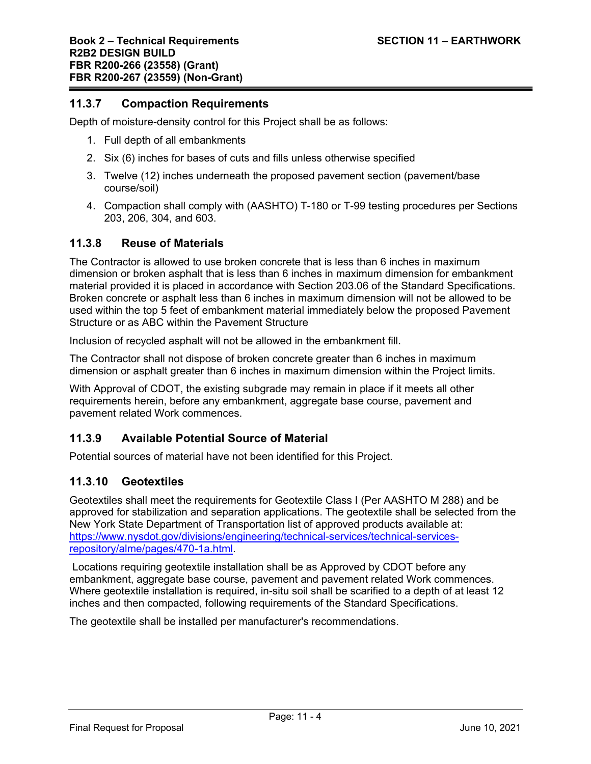### 11.3.7 Compaction Requirements

Depth of moisture-density control for this Project shall be as follows:

1. Full depth of all embankments
2. Six (6) inches for bases of cuts and fills unless otherwise specified
3. Twelve (12) inches underneath the proposed pavement section (pavement/base course/soil)
4. Compaction shall comply with (AASHTO) T-180 or T-99 testing procedures per Sections 203, 206, 304, and 603.

### 11.3.8 Reuse of Materials

The Contractor is allowed to use broken concrete that is less than 6 inches in maximum dimension or broken asphalt that is less than 6 inches in maximum dimension for embankment material provided it is placed in accordance with Section 203.06 of the Standard Specifications. Broken concrete or asphalt less than 6 inches in maximum dimension will not be allowed to be used within the top 5 feet of embankment material immediately below the proposed Pavement Structure or as ABC within the Pavement Structure

Inclusion of recycled asphalt will not be allowed in the embankment fill.

The Contractor shall not dispose of broken concrete greater than 6 inches in maximum dimension or asphalt greater than 6 inches in maximum dimension within the Project limits.

With Approval of CDOT, the existing subgrade may remain in place if it meets all other requirements herein, before any embankment, aggregate base course, pavement and pavement related Work commences.

### 11.3.9 Available Potential Source of Material

Potential sources of material have not been identified for this Project.

### 11.3.10 Geotextiles

Geotextiles shall meet the requirements for Geotextile Class I (Per AASHTO M 288) and be approved for stabilization and separation applications. The geotextile shall be selected from the New York State Department of Transportation list of approved products available at: [https://www.nysdot.gov/divisions/engineering/technical-services/technical-services-repository/alme/pages/470-1a.html](https://www.nysdot.gov/divisions/engineering/technical-services/technical-services-repository/alme/pages/470-1a.html).

Locations requiring geotextile installation shall be as Approved by CDOT before any embankment, aggregate base course, pavement and pavement related Work commences. Where geotextile installation is required, in-situ soil shall be scarified to a depth of at least 12 inches and then compacted, following requirements of the Standard Specifications.

The geotextile shall be installed per manufacturer's recommendations.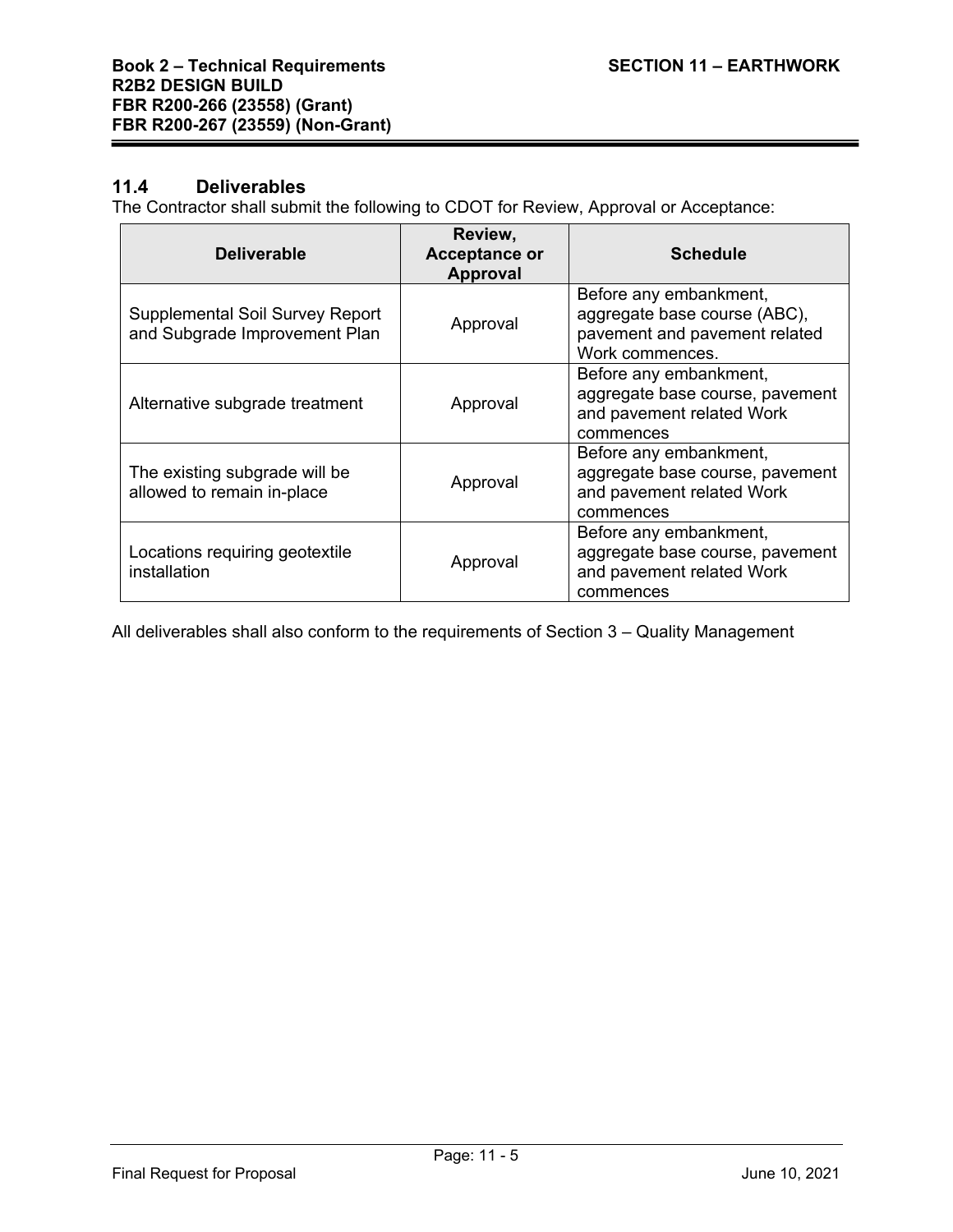## 11.4 Deliverables

The Contractor shall submit the following to CDOT for Review, Approval or Acceptance:

| Deliverable | Review, Acceptance or Approval | Schedule |
|---|---|---|
| Supplemental Soil Survey Report and Subgrade Improvement Plan | Approval | Before any embankment, aggregate base course (ABC), pavement and pavement related Work commences. |
| Alternative subgrade treatment | Approval | Before any embankment, aggregate base course, pavement and pavement related Work commences |
| The existing subgrade will be allowed to remain in-place | Approval | Before any embankment, aggregate base course, pavement and pavement related Work commences |
| Locations requiring geotextile installation | Approval | Before any embankment, aggregate base course, pavement and pavement related Work commences |

All deliverables shall also conform to the requirements of Section 3 – Quality Management